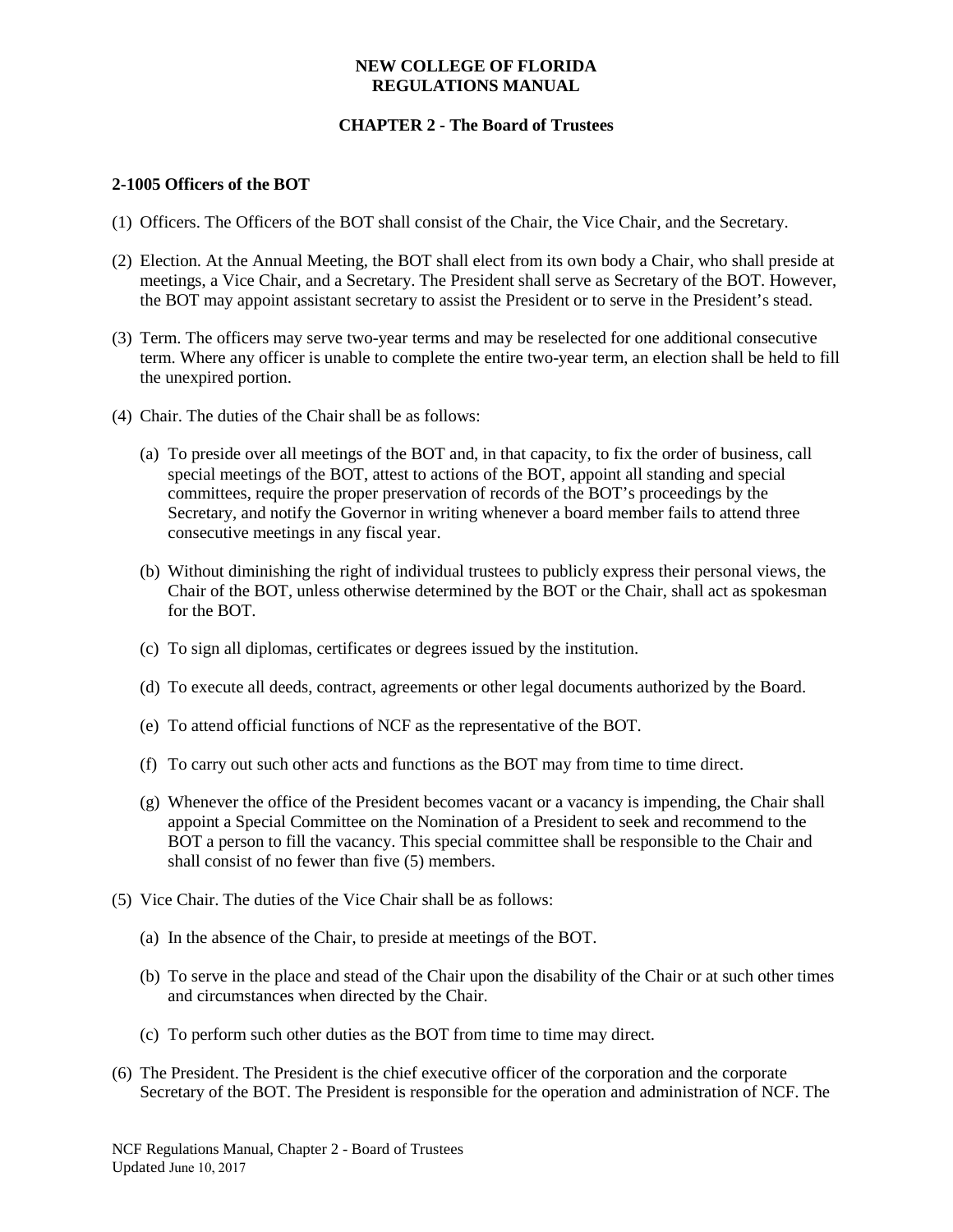**NEW COLLEGE OF FLORIDA**
**REGULATIONS MANUAL**

**CHAPTER 2 - The Board of Trustees**

## 2-1005 Officers of the BOT

(1) Officers. The Officers of the BOT shall consist of the Chair, the Vice Chair, and the Secretary.

(2) Election. At the Annual Meeting, the BOT shall elect from its own body a Chair, who shall preside at meetings, a Vice Chair, and a Secretary. The President shall serve as Secretary of the BOT. However, the BOT may appoint assistant secretary to assist the President or to serve in the President's stead.

(3) Term. The officers may serve two-year terms and may be reselected for one additional consecutive term. Where any officer is unable to complete the entire two-year term, an election shall be held to fill the unexpired portion.

(4) Chair. The duties of the Chair shall be as follows:

   (a) To preside over all meetings of the BOT and, in that capacity, to fix the order of business, call special meetings of the BOT, attest to actions of the BOT, appoint all standing and special committees, require the proper preservation of records of the BOT's proceedings by the Secretary, and notify the Governor in writing whenever a board member fails to attend three consecutive meetings in any fiscal year.

   (b) Without diminishing the right of individual trustees to publicly express their personal views, the Chair of the BOT, unless otherwise determined by the BOT or the Chair, shall act as spokesman for the BOT.

   (c) To sign all diplomas, certificates or degrees issued by the institution.

   (d) To execute all deeds, contract, agreements or other legal documents authorized by the Board.

   (e) To attend official functions of NCF as the representative of the BOT.

   (f) To carry out such other acts and functions as the BOT may from time to time direct.

   (g) Whenever the office of the President becomes vacant or a vacancy is impending, the Chair shall appoint a Special Committee on the Nomination of a President to seek and recommend to the BOT a person to fill the vacancy. This special committee shall be responsible to the Chair and shall consist of no fewer than five (5) members.

(5) Vice Chair. The duties of the Vice Chair shall be as follows:

   (a) In the absence of the Chair, to preside at meetings of the BOT.

   (b) To serve in the place and stead of the Chair upon the disability of the Chair or at such other times and circumstances when directed by the Chair.

   (c) To perform such other duties as the BOT from time to time may direct.

(6) The President. The President is the chief executive officer of the corporation and the corporate Secretary of the BOT. The President is responsible for the operation and administration of NCF. The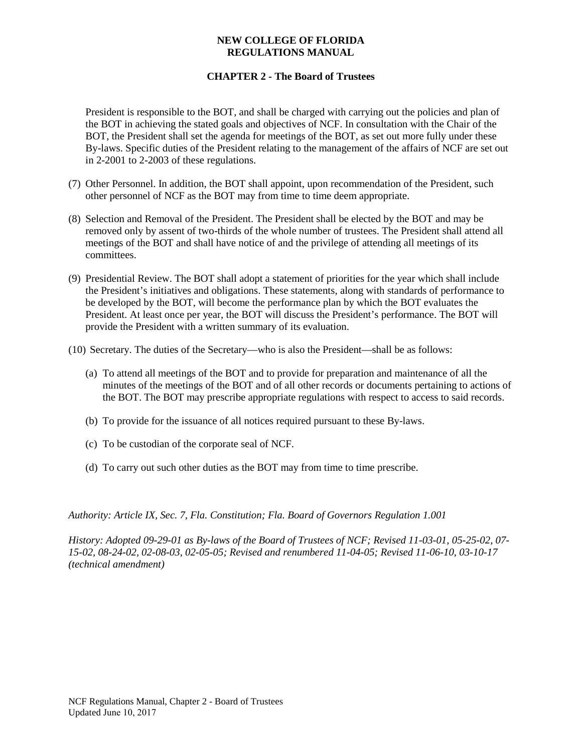President is responsible to the BOT, and shall be charged with carrying out the policies and plan of the BOT in achieving the stated goals and objectives of NCF. In consultation with the Chair of the BOT, the President shall set the agenda for meetings of the BOT, as set out more fully under these By-laws. Specific duties of the President relating to the management of the affairs of NCF are set out in 2-2001 to 2-2003 of these regulations.

(7) Other Personnel. In addition, the BOT shall appoint, upon recommendation of the President, such other personnel of NCF as the BOT may from time to time deem appropriate.

(8) Selection and Removal of the President. The President shall be elected by the BOT and may be removed only by assent of two-thirds of the whole number of trustees. The President shall attend all meetings of the BOT and shall have notice of and the privilege of attending all meetings of its committees.

(9) Presidential Review. The BOT shall adopt a statement of priorities for the year which shall include the President's initiatives and obligations. These statements, along with standards of performance to be developed by the BOT, will become the performance plan by which the BOT evaluates the President. At least once per year, the BOT will discuss the President's performance. The BOT will provide the President with a written summary of its evaluation.

(10) Secretary. The duties of the Secretary—who is also the President—shall be as follows:

(a) To attend all meetings of the BOT and to provide for preparation and maintenance of all the minutes of the meetings of the BOT and of all other records or documents pertaining to actions of the BOT. The BOT may prescribe appropriate regulations with respect to access to said records.

(b) To provide for the issuance of all notices required pursuant to these By-laws.

(c) To be custodian of the corporate seal of NCF.

(d) To carry out such other duties as the BOT may from time to time prescribe.

*Authority: Article IX, Sec. 7, Fla. Constitution; Fla. Board of Governors Regulation 1.001*

*History: Adopted 09-29-01 as By-laws of the Board of Trustees of NCF; Revised 11-03-01, 05-25-02, 07-15-02, 08-24-02, 02-08-03, 02-05-05; Revised and renumbered 11-04-05; Revised 11-06-10, 03-10-17 (technical amendment)*